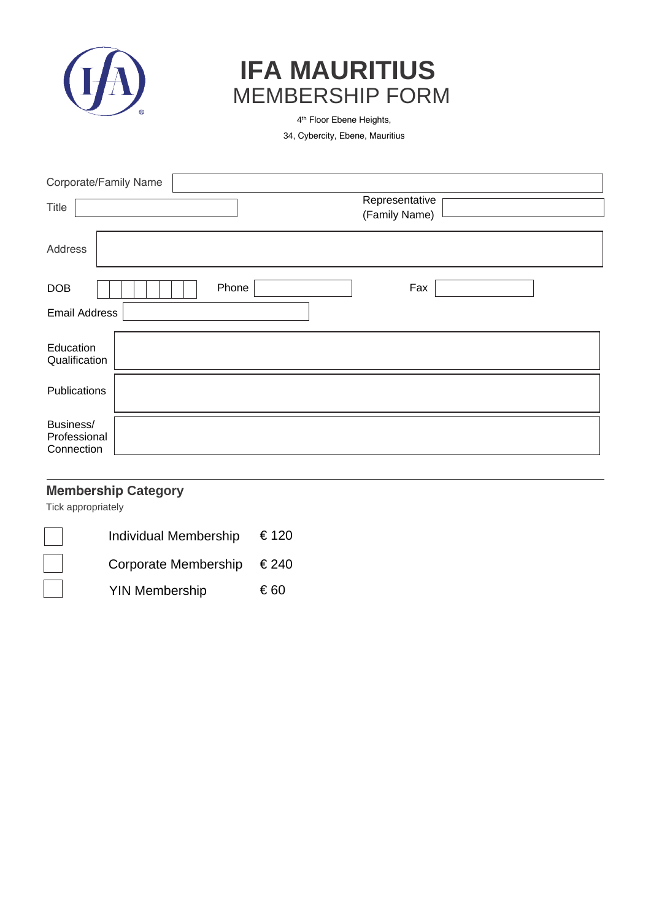# IFA MAURITIUS
## MEMBERSHIP FORM

4th Floor Ebene Heights,

34, Cybercity, Ebene, Mauritius

Corporate/Family Name

Title

Representative (Family Name)

Address

DOB

Phone

Fax

Email Address

Education Qualification

Publications

Business/ Professional Connection

---

**Membership Category**

Tick appropriately

| | | |
|---|---|---|
| ☐ | Individual Membership | € 120 |
| ☐ | Corporate Membership | € 240 |
| ☐ | YIN Membership | € 60 |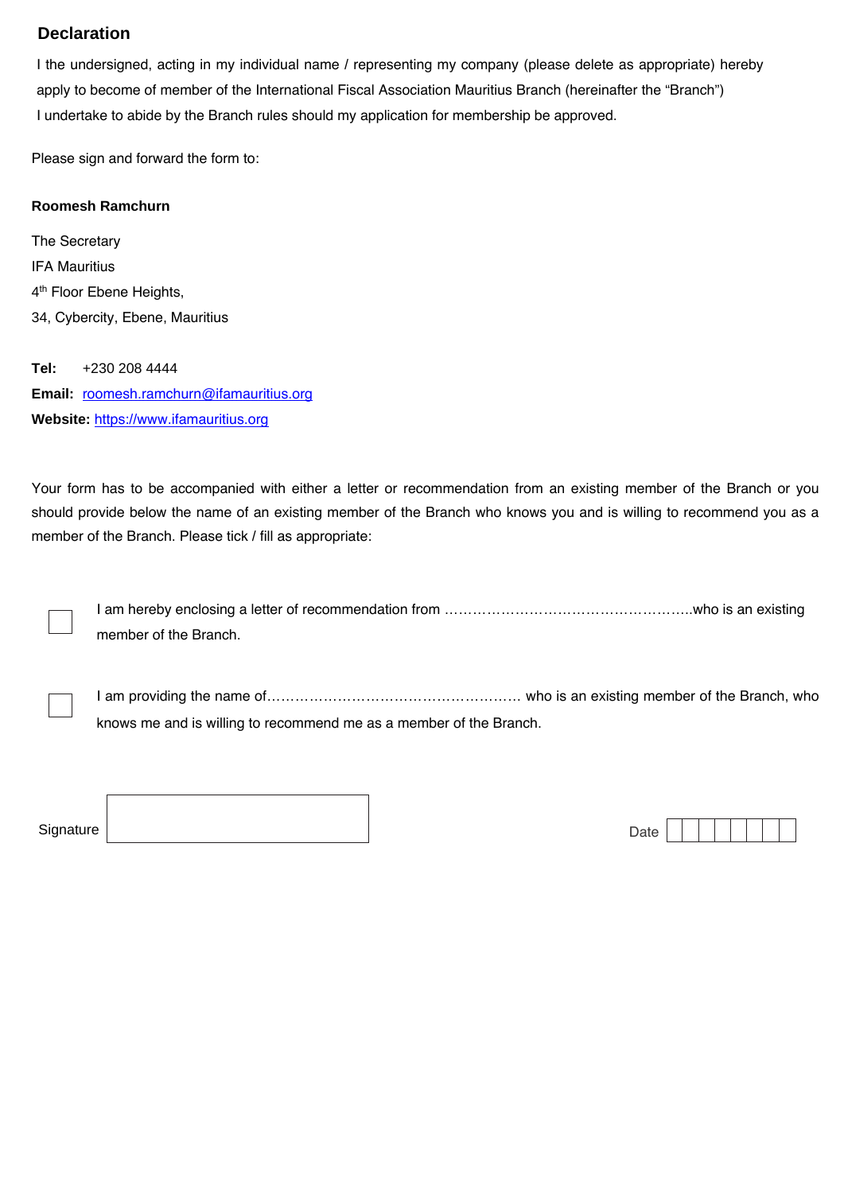## Declaration

I the undersigned, acting in my individual name / representing my company (please delete as appropriate) hereby apply to become of member of the International Fiscal Association Mauritius Branch (hereinafter the “Branch”)
I undertake to abide by the Branch rules should my application for membership be approved.

Please sign and forward the form to:

**Roomesh Ramchurn**

The Secretary
IFA Mauritius
4th Floor Ebene Heights,
34, Cybercity, Ebene, Mauritius

**Tel:** +230 208 4444
**Email:** roomesh.ramchurn@ifamauritius.org
**Website:** https://www.ifamauritius.org

Your form has to be accompanied with either a letter or recommendation from an existing member of the Branch or you should provide below the name of an existing member of the Branch who knows you and is willing to recommend you as a member of the Branch. Please tick / fill as appropriate:

☐ I am hereby enclosing a letter of recommendation from ……………………………………………..who is an existing member of the Branch.

☐ I am providing the name of………………………………………………. who is an existing member of the Branch, who knows me and is willing to recommend me as a member of the Branch.

Signature ____________________ Date ☐☐☐☐☐☐☐☐